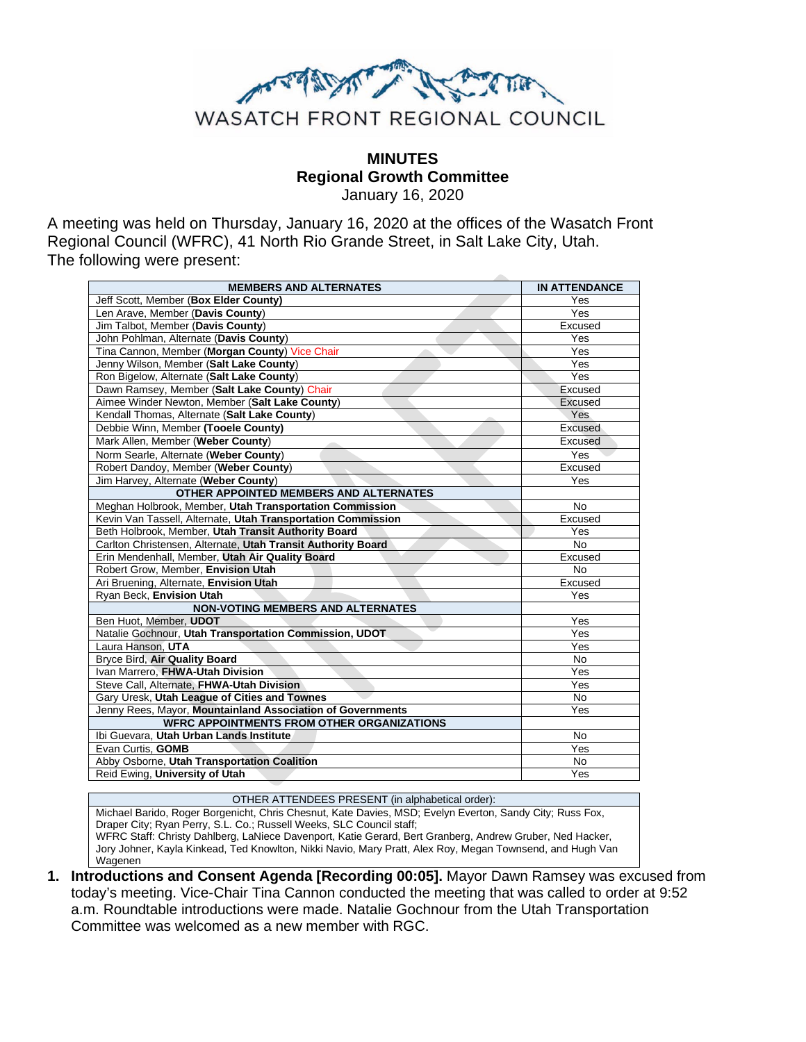WASATCH FRONT REGIONAL COUNCIL

# MINUTES
## Regional Growth Committee
January 16, 2020

A meeting was held on Thursday, January 16, 2020 at the offices of the Wasatch Front Regional Council (WFRC), 41 North Rio Grande Street, in Salt Lake City, Utah.
The following were present:

| MEMBERS AND ALTERNATES | IN ATTENDANCE |
|---|---|
| Jeff Scott, Member (**Box Elder County**) | Yes |
| Len Arave, Member (**Davis County**) | Yes |
| Jim Talbot, Member (**Davis County**) | Excused |
| John Pohlman, Alternate (**Davis County**) | Yes |
| Tina Cannon, Member (**Morgan County**) Vice Chair | Yes |
| Jenny Wilson, Member (**Salt Lake County**) | Yes |
| Ron Bigelow, Alternate (**Salt Lake County**) | Yes |
| Dawn Ramsey, Member (**Salt Lake County**) Chair | Excused |
| Aimee Winder Newton, Member (**Salt Lake County**) | Excused |
| Kendall Thomas, Alternate (**Salt Lake County**) | Yes |
| Debbie Winn, Member **(Tooele County)** | Excused |
| Mark Allen, Member (**Weber County**) | Excused |
| Norm Searle, Alternate (**Weber County**) | Yes |
| Robert Dandoy, Member (**Weber County**) | Excused |
| Jim Harvey, Alternate (**Weber County**) | Yes |
| **OTHER APPOINTED MEMBERS AND ALTERNATES** | |
| Meghan Holbrook, Member, **Utah Transportation Commission** | No |
| Kevin Van Tassell, Alternate, **Utah Transportation Commission** | Excused |
| Beth Holbrook, Member, **Utah Transit Authority Board** | Yes |
| Carlton Christensen, Alternate, **Utah Transit Authority Board** | No |
| Erin Mendenhall, Member, **Utah Air Quality Board** | Excused |
| Robert Grow, Member, **Envision Utah** | No |
| Ari Bruening, Alternate, **Envision Utah** | Excused |
| Ryan Beck, **Envision Utah** | Yes |
| **NON-VOTING MEMBERS AND ALTERNATES** | |
| Ben Huot, Member, **UDOT** | Yes |
| Natalie Gochnour, **Utah Transportation Commission, UDOT** | Yes |
| Laura Hanson, **UTA** | Yes |
| Bryce Bird, **Air Quality Board** | No |
| Ivan Marrero, **FHWA-Utah Division** | Yes |
| Steve Call, Alternate, **FHWA-Utah Division** | Yes |
| Gary Uresk, **Utah League of Cities and Townes** | No |
| Jenny Rees, Mayor, **Mountainland Association of Governments** | Yes |
| **WFRC APPOINTMENTS FROM OTHER ORGANIZATIONS** | |
| Ibi Guevara, **Utah Urban Lands Institute** | No |
| Evan Curtis, **GOMB** | Yes |
| Abby Osborne, **Utah Transportation Coalition** | No |
| Reid Ewing, **University of Utah** | Yes |

| OTHER ATTENDEES PRESENT (in alphabetical order): |
|---|
| Michael Barido, Roger Borgenicht, Chris Chesnut, Kate Davies, MSD; Evelyn Everton, Sandy City; Russ Fox, Draper City; Ryan Perry, S.L. Co.; Russell Weeks, SLC Council staff; WFRC Staff: Christy Dahlberg, LaNiece Davenport, Katie Gerard, Bert Granberg, Andrew Gruber, Ned Hacker, Jory Johner, Kayla Kinkead, Ted Knowlton, Nikki Navio, Mary Pratt, Alex Roy, Megan Townsend, and Hugh Van Wagenen |

1. **Introductions and Consent Agenda [Recording 00:05].** Mayor Dawn Ramsey was excused from today's meeting. Vice-Chair Tina Cannon conducted the meeting that was called to order at 9:52 a.m. Roundtable introductions were made. Natalie Gochnour from the Utah Transportation Committee was welcomed as a new member with RGC.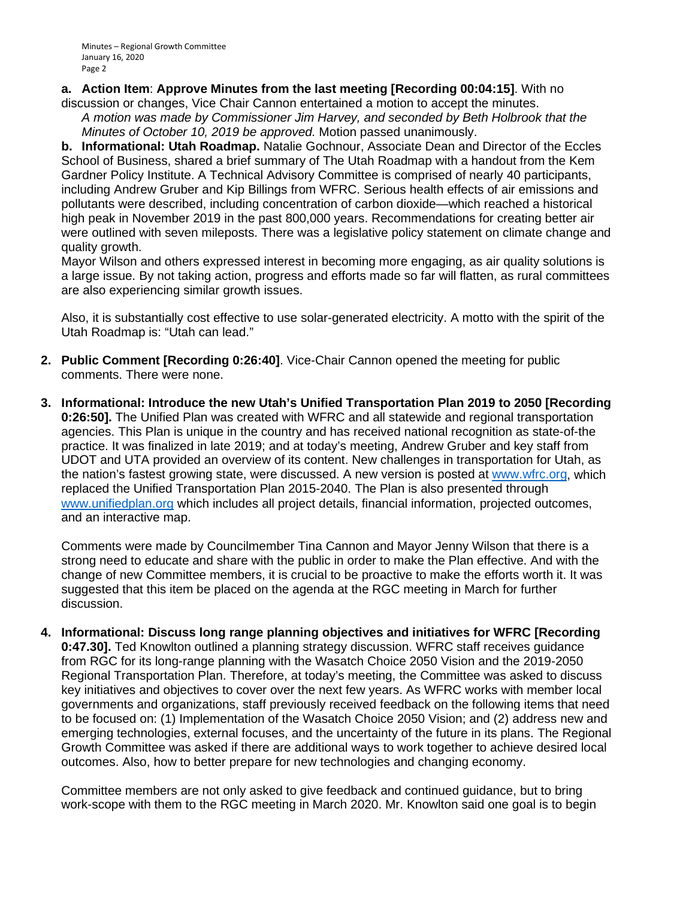**a. Action Item**: **Approve Minutes from the last meeting [Recording 00:04:15]**. With no discussion or changes, Vice Chair Cannon entertained a motion to accept the minutes.

*A motion was made by Commissioner Jim Harvey, and seconded by Beth Holbrook that the Minutes of October 10, 2019 be approved.* Motion passed unanimously.

**b. Informational: Utah Roadmap.** Natalie Gochnour, Associate Dean and Director of the Eccles School of Business, shared a brief summary of The Utah Roadmap with a handout from the Kem Gardner Policy Institute. A Technical Advisory Committee is comprised of nearly 40 participants, including Andrew Gruber and Kip Billings from WFRC. Serious health effects of air emissions and pollutants were described, including concentration of carbon dioxide—which reached a historical high peak in November 2019 in the past 800,000 years. Recommendations for creating better air were outlined with seven mileposts. There was a legislative policy statement on climate change and quality growth.

Mayor Wilson and others expressed interest in becoming more engaging, as air quality solutions is a large issue. By not taking action, progress and efforts made so far will flatten, as rural committees are also experiencing similar growth issues.

Also, it is substantially cost effective to use solar-generated electricity. A motto with the spirit of the Utah Roadmap is: "Utah can lead."

2. **Public Comment [Recording 0:26:40]**. Vice-Chair Cannon opened the meeting for public comments. There were none.

3. **Informational: Introduce the new Utah's Unified Transportation Plan 2019 to 2050 [Recording 0:26:50].** The Unified Plan was created with WFRC and all statewide and regional transportation agencies. This Plan is unique in the country and has received national recognition as state-of-the practice. It was finalized in late 2019; and at today's meeting, Andrew Gruber and key staff from UDOT and UTA provided an overview of its content. New challenges in transportation for Utah, as the nation's fastest growing state, were discussed. A new version is posted at www.wfrc.org, which replaced the Unified Transportation Plan 2015-2040. The Plan is also presented through www.unifiedplan.org which includes all project details, financial information, projected outcomes, and an interactive map.

   Comments were made by Councilmember Tina Cannon and Mayor Jenny Wilson that there is a strong need to educate and share with the public in order to make the Plan effective. And with the change of new Committee members, it is crucial to be proactive to make the efforts worth it. It was suggested that this item be placed on the agenda at the RGC meeting in March for further discussion.

4. **Informational: Discuss long range planning objectives and initiatives for WFRC [Recording 0:47.30].** Ted Knowlton outlined a planning strategy discussion. WFRC staff receives guidance from RGC for its long-range planning with the Wasatch Choice 2050 Vision and the 2019-2050 Regional Transportation Plan. Therefore, at today's meeting, the Committee was asked to discuss key initiatives and objectives to cover over the next few years. As WFRC works with member local governments and organizations, staff previously received feedback on the following items that need to be focused on: (1) Implementation of the Wasatch Choice 2050 Vision; and (2) address new and emerging technologies, external focuses, and the uncertainty of the future in its plans. The Regional Growth Committee was asked if there are additional ways to work together to achieve desired local outcomes. Also, how to better prepare for new technologies and changing economy.

   Committee members are not only asked to give feedback and continued guidance, but to bring work-scope with them to the RGC meeting in March 2020. Mr. Knowlton said one goal is to begin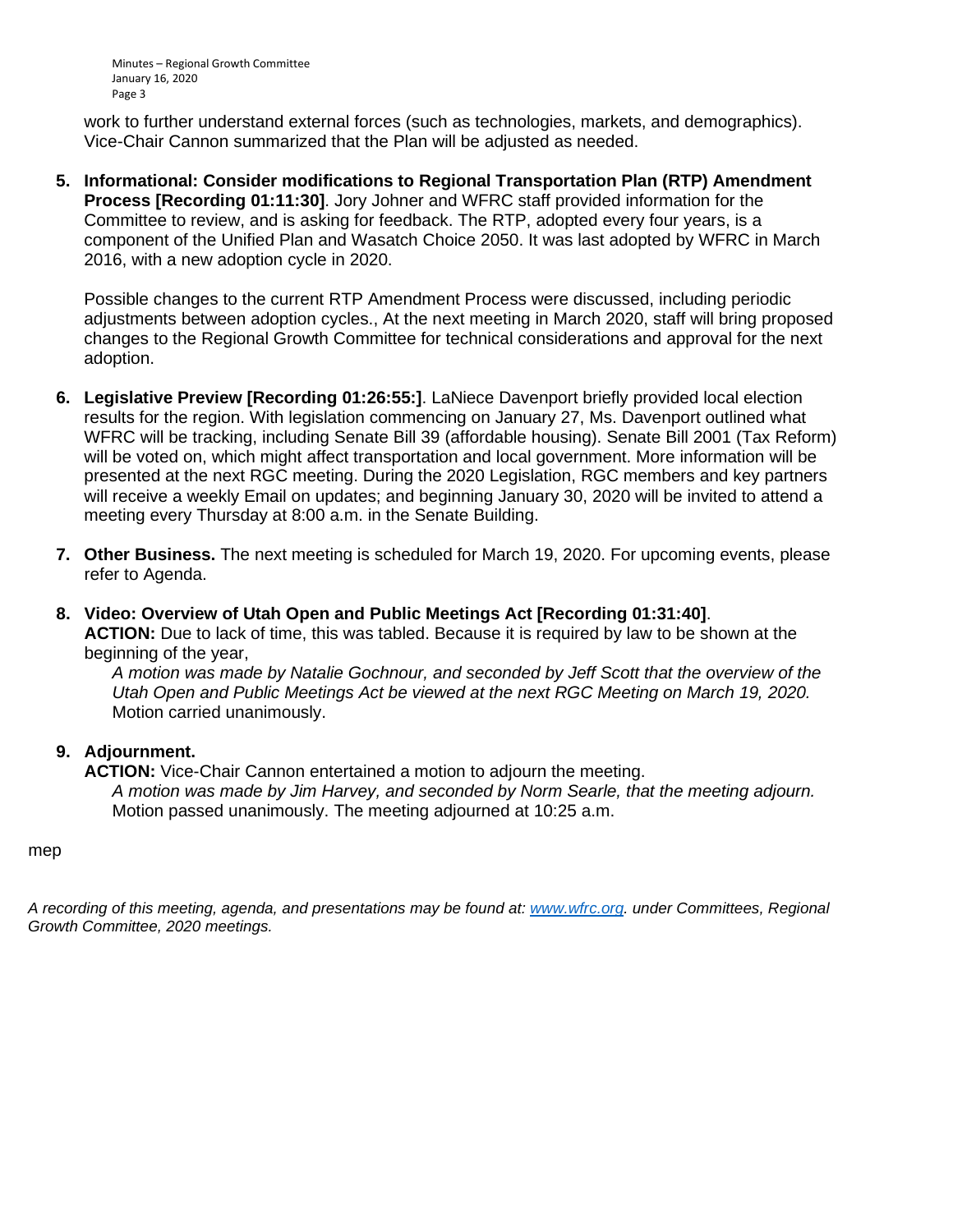work to further understand external forces (such as technologies, markets, and demographics). Vice-Chair Cannon summarized that the Plan will be adjusted as needed.

5. **Informational: Consider modifications to Regional Transportation Plan (RTP) Amendment Process [Recording 01:11:30]**. Jory Johner and WFRC staff provided information for the Committee to review, and is asking for feedback. The RTP, adopted every four years, is a component of the Unified Plan and Wasatch Choice 2050. It was last adopted by WFRC in March 2016, with a new adoption cycle in 2020.

   Possible changes to the current RTP Amendment Process were discussed, including periodic adjustments between adoption cycles., At the next meeting in March 2020, staff will bring proposed changes to the Regional Growth Committee for technical considerations and approval for the next adoption.

6. **Legislative Preview [Recording 01:26:55:]**. LaNiece Davenport briefly provided local election results for the region. With legislation commencing on January 27, Ms. Davenport outlined what WFRC will be tracking, including Senate Bill 39 (affordable housing). Senate Bill 2001 (Tax Reform) will be voted on, which might affect transportation and local government. More information will be presented at the next RGC meeting. During the 2020 Legislation, RGC members and key partners will receive a weekly Email on updates; and beginning January 30, 2020 will be invited to attend a meeting every Thursday at 8:00 a.m. in the Senate Building.

7. **Other Business.** The next meeting is scheduled for March 19, 2020. For upcoming events, please refer to Agenda.

8. **Video: Overview of Utah Open and Public Meetings Act [Recording 01:31:40]**.
   **ACTION:** Due to lack of time, this was tabled. Because it is required by law to be shown at the beginning of the year,
   *A motion was made by Natalie Gochnour, and seconded by Jeff Scott that the overview of the Utah Open and Public Meetings Act be viewed at the next RGC Meeting on March 19, 2020.* Motion carried unanimously.

9. **Adjournment.**
   **ACTION:** Vice-Chair Cannon entertained a motion to adjourn the meeting.
   *A motion was made by Jim Harvey, and seconded by Norm Searle, that the meeting adjourn.* Motion passed unanimously. The meeting adjourned at 10:25 a.m.

mep

*A recording of this meeting, agenda, and presentations may be found at: [www.wfrc.org](http://www.wfrc.org). under Committees, Regional Growth Committee, 2020 meetings.*